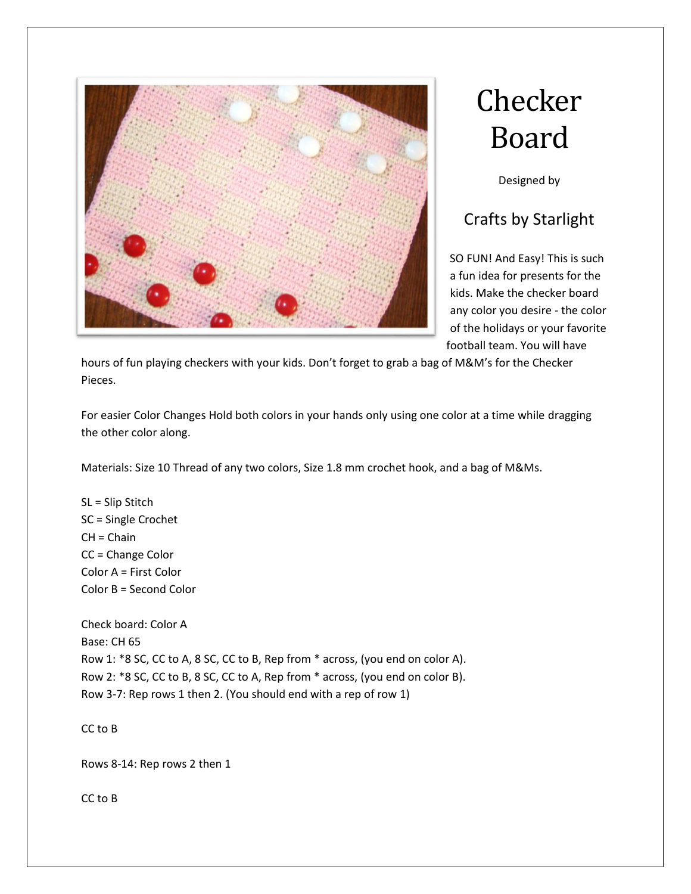# Checker Board

Designed by

## Crafts by Starlight

SO FUN! And Easy! This is such a fun idea for presents for the kids. Make the checker board any color you desire - the color of the holidays or your favorite football team. You will have hours of fun playing checkers with your kids. Don't forget to grab a bag of M&M's for the Checker Pieces.

For easier Color Changes Hold both colors in your hands only using one color at a time while dragging the other color along.

Materials: Size 10 Thread of any two colors, Size 1.8 mm crochet hook, and a bag of M&Ms.

SL = Slip Stitch
SC = Single Crochet
CH = Chain
CC = Change Color
Color A = First Color
Color B = Second Color

Check board: Color A
Base: CH 65
Row 1: *8 SC, CC to A, 8 SC, CC to B, Rep from * across, (you end on color A).
Row 2: *8 SC, CC to B, 8 SC, CC to A, Rep from * across, (you end on color B).
Row 3-7: Rep rows 1 then 2. (You should end with a rep of row 1)

CC to B

Rows 8-14: Rep rows 2 then 1

CC to B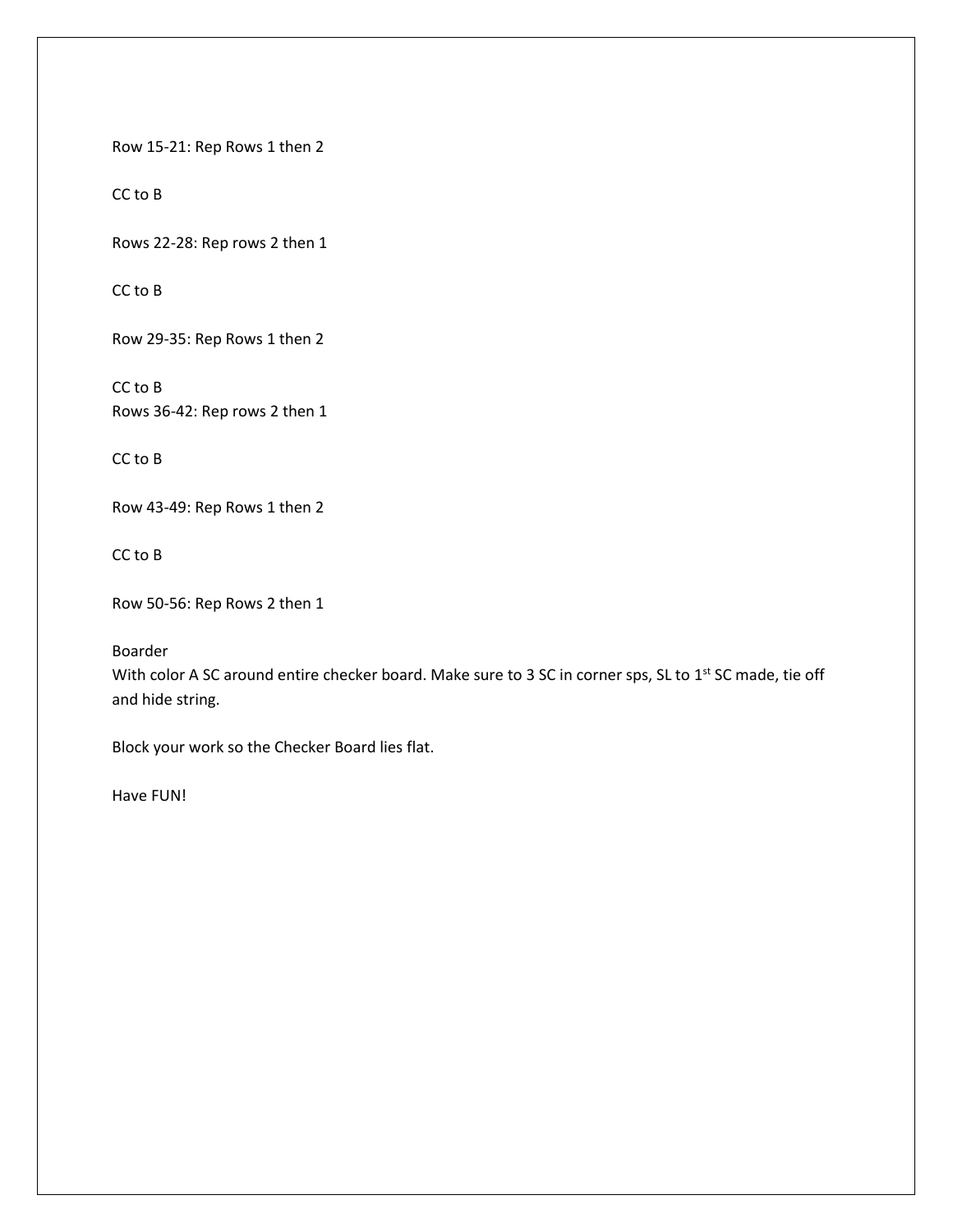Row 15-21: Rep Rows 1 then 2

CC to B

Rows 22-28: Rep rows 2 then 1

CC to B

Row 29-35: Rep Rows 1 then 2

CC to B
Rows 36-42: Rep rows 2 then 1

CC to B

Row 43-49: Rep Rows 1 then 2

CC to B

Row 50-56: Rep Rows 2 then 1

Boarder
With color A SC around entire checker board. Make sure to 3 SC in corner sps, SL to 1st SC made, tie off and hide string.

Block your work so the Checker Board lies flat.

Have FUN!